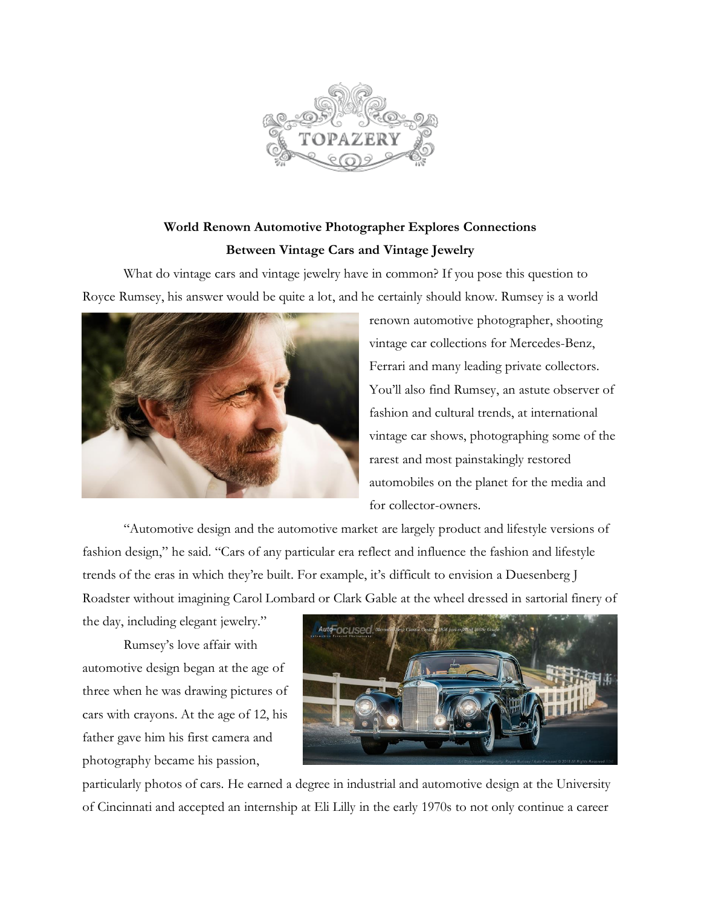TOPAZERY

## World Renown Automotive Photographer Explores Connections Between Vintage Cars and Vintage Jewelry

What do vintage cars and vintage jewelry have in common? If you pose this question to Royce Rumsey, his answer would be quite a lot, and he certainly should know. Rumsey is a world renown automotive photographer, shooting vintage car collections for Mercedes-Benz, Ferrari and many leading private collectors. You'll also find Rumsey, an astute observer of fashion and cultural trends, at international vintage car shows, photographing some of the rarest and most painstakingly restored automobiles on the planet for the media and for collector-owners.

"Automotive design and the automotive market are largely product and lifestyle versions of fashion design," he said. "Cars of any particular era reflect and influence the fashion and lifestyle trends of the eras in which they're built. For example, it's difficult to envision a Duesenberg J Roadster without imagining Carol Lombard or Clark Gable at the wheel dressed in sartorial finery of the day, including elegant jewelry."

Rumsey's love affair with automotive design began at the age of three when he was drawing pictures of cars with crayons. At the age of 12, his father gave him his first camera and photography became his passion, particularly photos of cars. He earned a degree in industrial and automotive design at the University of Cincinnati and accepted an internship at Eli Lilly in the early 1970s to not only continue a career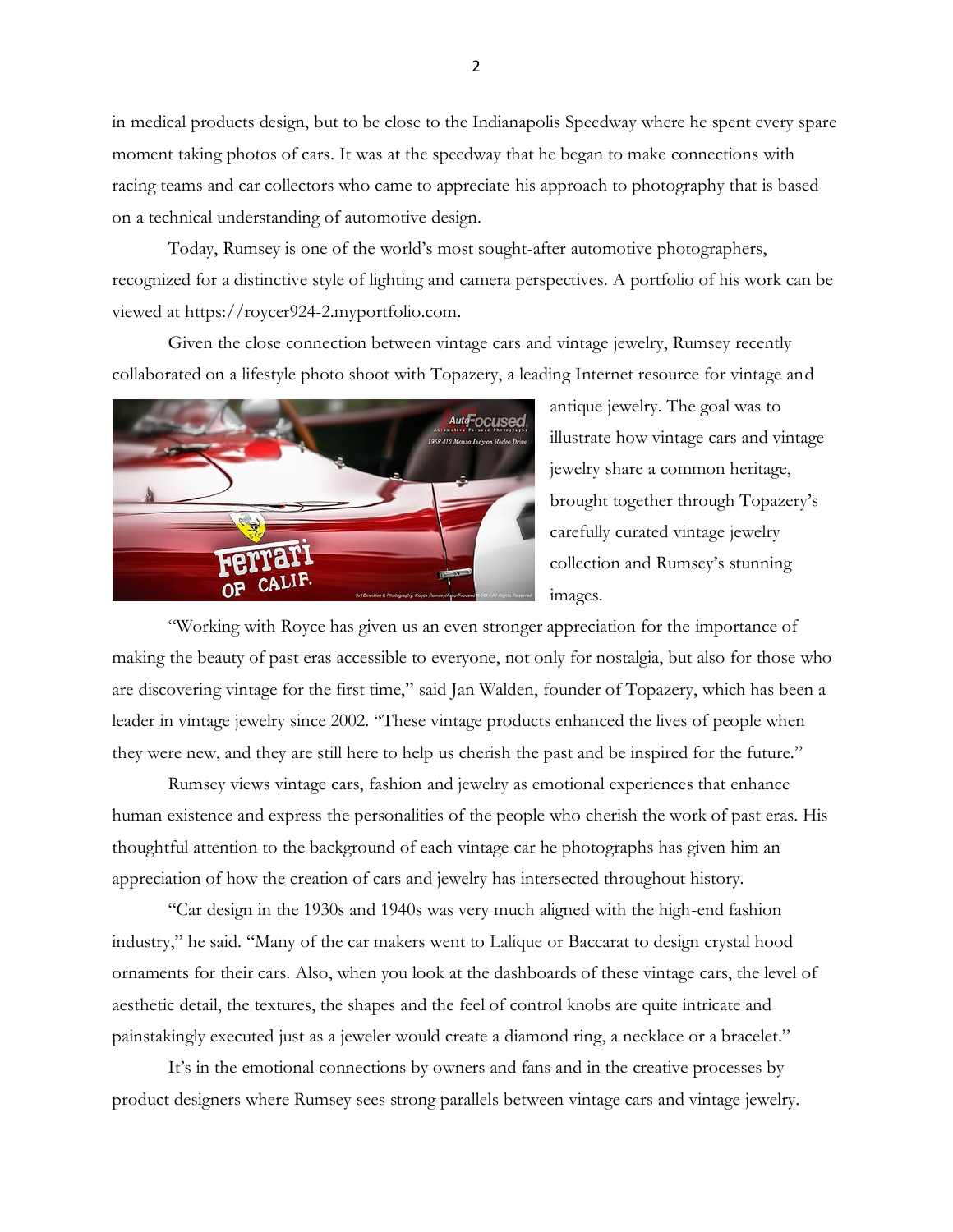in medical products design, but to be close to the Indianapolis Speedway where he spent every spare moment taking photos of cars. It was at the speedway that he began to make connections with racing teams and car collectors who came to appreciate his approach to photography that is based on a technical understanding of automotive design.

Today, Rumsey is one of the world's most sought-after automotive photographers, recognized for a distinctive style of lighting and camera perspectives. A portfolio of his work can be viewed at https://roycer924-2.myportfolio.com.

Given the close connection between vintage cars and vintage jewelry, Rumsey recently collaborated on a lifestyle photo shoot with Topazery, a leading Internet resource for vintage and antique jewelry. The goal was to illustrate how vintage cars and vintage jewelry share a common heritage, brought together through Topazery's carefully curated vintage jewelry collection and Rumsey's stunning images.

"Working with Royce has given us an even stronger appreciation for the importance of making the beauty of past eras accessible to everyone, not only for nostalgia, but also for those who are discovering vintage for the first time," said Jan Walden, founder of Topazery, which has been a leader in vintage jewelry since 2002. "These vintage products enhanced the lives of people when they were new, and they are still here to help us cherish the past and be inspired for the future."

Rumsey views vintage cars, fashion and jewelry as emotional experiences that enhance human existence and express the personalities of the people who cherish the work of past eras. His thoughtful attention to the background of each vintage car he photographs has given him an appreciation of how the creation of cars and jewelry has intersected throughout history.

"Car design in the 1930s and 1940s was very much aligned with the high-end fashion industry," he said. "Many of the car makers went to Lalique or Baccarat to design crystal hood ornaments for their cars. Also, when you look at the dashboards of these vintage cars, the level of aesthetic detail, the textures, the shapes and the feel of control knobs are quite intricate and painstakingly executed just as a jeweler would create a diamond ring, a necklace or a bracelet."

It's in the emotional connections by owners and fans and in the creative processes by product designers where Rumsey sees strong parallels between vintage cars and vintage jewelry.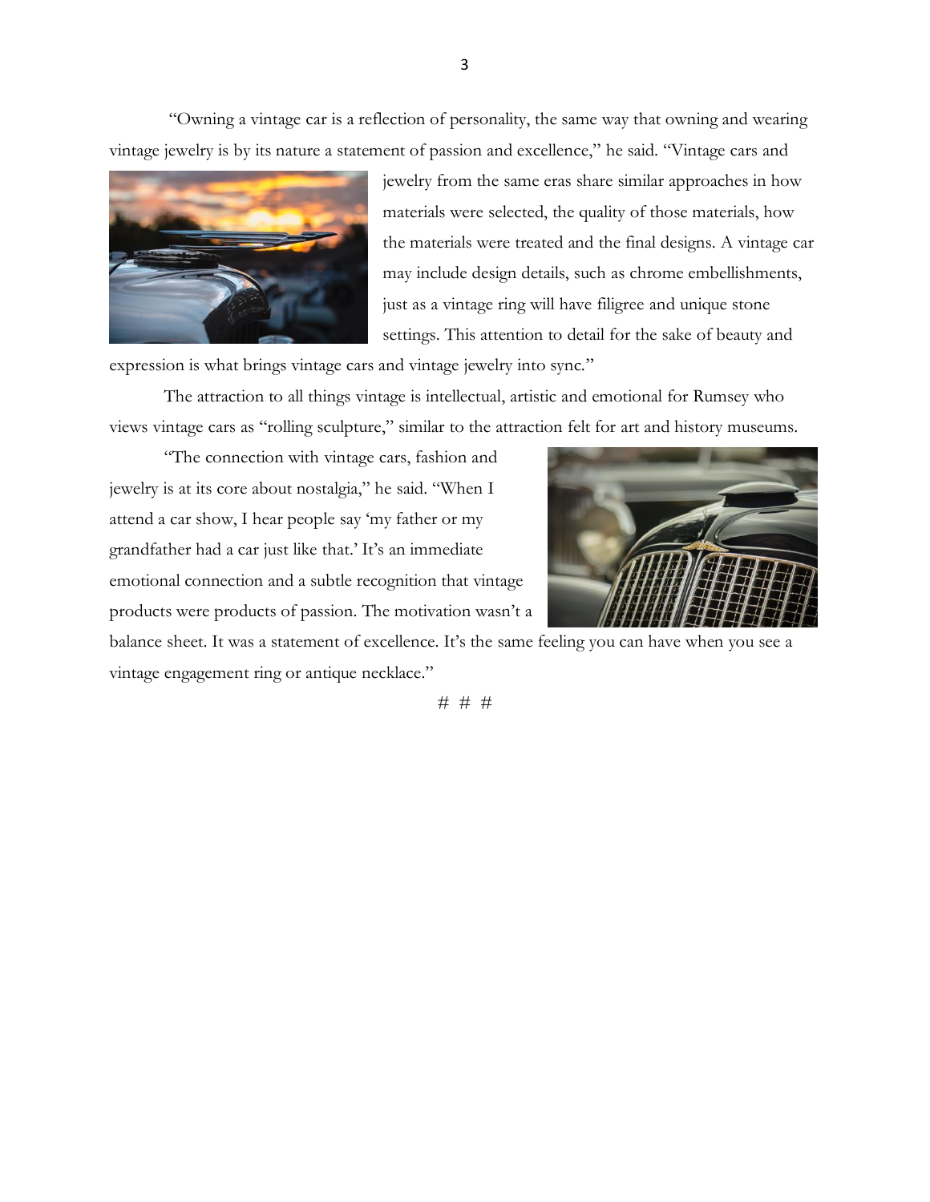"Owning a vintage car is a reflection of personality, the same way that owning and wearing vintage jewelry is by its nature a statement of passion and excellence," he said. "Vintage cars and jewelry from the same eras share similar approaches in how materials were selected, the quality of those materials, how the materials were treated and the final designs. A vintage car may include design details, such as chrome embellishments, just as a vintage ring will have filigree and unique stone settings. This attention to detail for the sake of beauty and expression is what brings vintage cars and vintage jewelry into sync."

The attraction to all things vintage is intellectual, artistic and emotional for Rumsey who views vintage cars as "rolling sculpture," similar to the attraction felt for art and history museums.

"The connection with vintage cars, fashion and jewelry is at its core about nostalgia," he said. "When I attend a car show, I hear people say 'my father or my grandfather had a car just like that.' It's an immediate emotional connection and a subtle recognition that vintage products were products of passion. The motivation wasn't a balance sheet. It was a statement of excellence. It's the same feeling you can have when you see a vintage engagement ring or antique necklace."

# # #